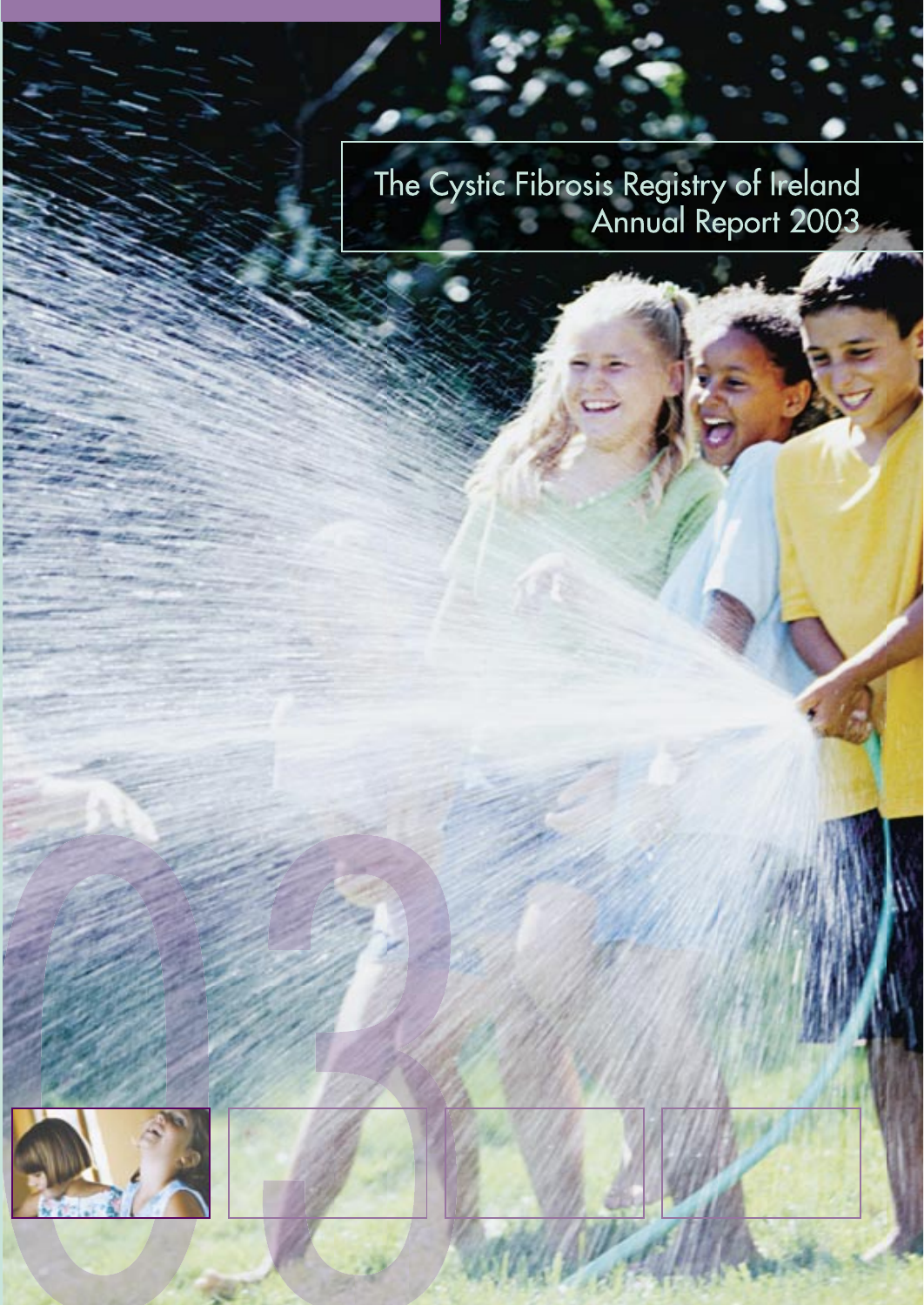# The Cystic Fibrosis Registry of Ireland Annual Report 2003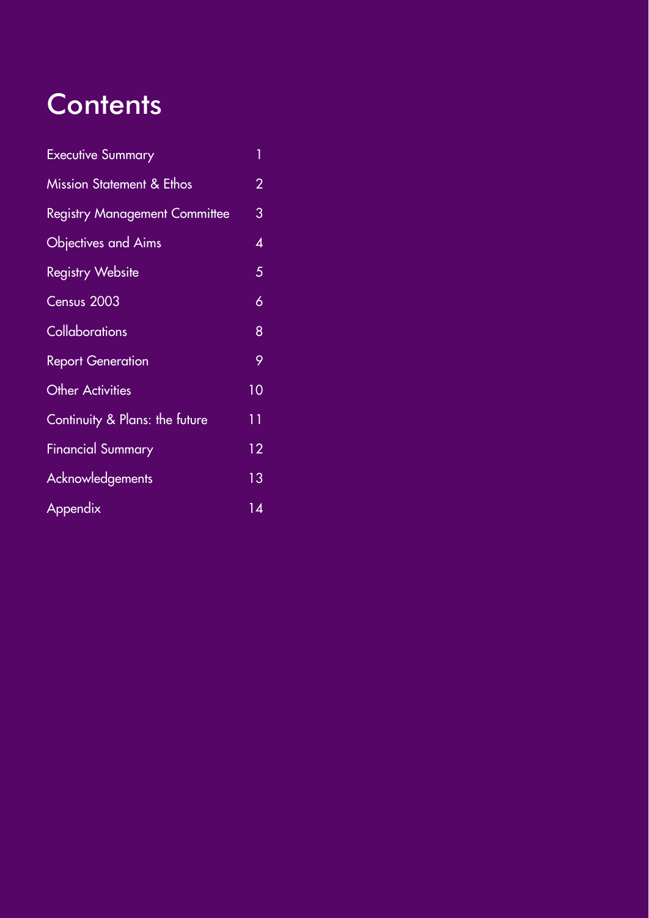# Contents

| | |
|---|---|
| Executive Summary | 1 |
| Mission Statement & Ethos | 2 |
| Registry Management Committee | 3 |
| Objectives and Aims | 4 |
| Registry Website | 5 |
| Census 2003 | 6 |
| Collaborations | 8 |
| Report Generation | 9 |
| Other Activities | 10 |
| Continuity & Plans: the future | 11 |
| Financial Summary | 12 |
| Acknowledgements | 13 |
| Appendix | 14 |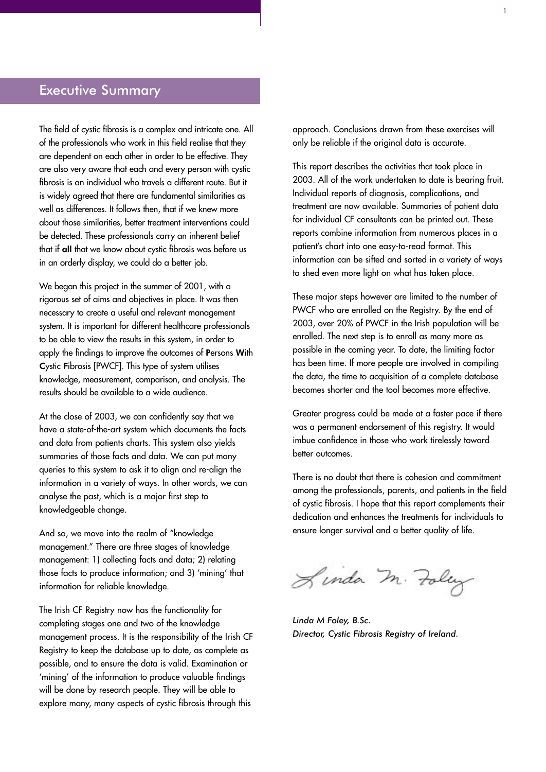# Executive Summary

The field of cystic fibrosis is a complex and intricate one. All of the professionals who work in this field realise that they are dependent on each other in order to be effective. They are also very aware that each and every person with cystic fibrosis is an individual who travels a different route. But it is widely agreed that there are fundamental similarities as well as differences. It follows then, that if we knew more about those similarities, better treatment interventions could be detected. These professionals carry an inherent belief that if **all** that we know about cystic fibrosis was before us in an orderly display, we could do a better job.

We began this project in the summer of 2001, with a rigorous set of aims and objectives in place. It was then necessary to create a useful and relevant management system. It is important for different healthcare professionals to be able to view the results in this system, in order to apply the findings to improve the outcomes of **P**ersons **W**ith **C**ystic **F**ibrosis [PWCF]. This type of system utilises knowledge, measurement, comparison, and analysis. The results should be available to a wide audience.

At the close of 2003, we can confidently say that we have a state-of-the-art system which documents the facts and data from patients charts. This system also yields summaries of those facts and data. We can put many queries to this system to ask it to align and re-align the information in a variety of ways. In other words, we can analyse the past, which is a major first step to knowledgeable change.

And so, we move into the realm of "knowledge management." There are three stages of knowledge management: 1) collecting facts and data; 2) relating those facts to produce information; and 3) 'mining' that information for reliable knowledge.

The Irish CF Registry now has the functionality for completing stages one and two of the knowledge management process. It is the responsibility of the Irish CF Registry to keep the database up to date, as complete as possible, and to ensure the data is valid. Examination or 'mining' of the information to produce valuable findings will be done by research people. They will be able to explore many, many aspects of cystic fibrosis through this approach. Conclusions drawn from these exercises will only be reliable if the original data is accurate.

This report describes the activities that took place in 2003. All of the work undertaken to date is bearing fruit. Individual reports of diagnosis, complications, and treatment are now available. Summaries of patient data for individual CF consultants can be printed out. These reports combine information from numerous places in a patient's chart into one easy-to-read format. This information can be sifted and sorted in a variety of ways to shed even more light on what has taken place.

These major steps however are limited to the number of PWCF who are enrolled on the Registry. By the end of 2003, over 20% of PWCF in the Irish population will be enrolled. The next step is to enroll as many more as possible in the coming year. To date, the limiting factor has been time. If more people are involved in compiling the data, the time to acquisition of a complete database becomes shorter and the tool becomes more effective.

Greater progress could be made at a faster pace if there was a permanent endorsement of this registry. It would imbue confidence in those who work tirelessly toward better outcomes.

There is no doubt that there is cohesion and commitment among the professionals, parents, and patients in the field of cystic fibrosis. I hope that this report complements their dedication and enhances the treatments for individuals to ensure longer survival and a better quality of life.

Linda M. Foley

*Linda M Foley, B.Sc.*
*Director, Cystic Fibrosis Registry of Ireland.*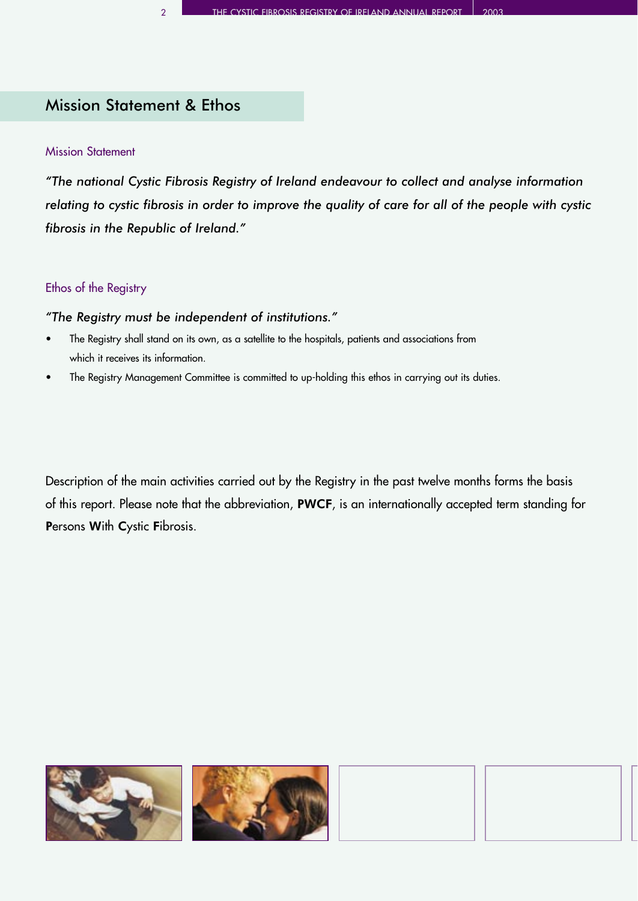## Mission Statement & Ethos

### Mission Statement

*"The national Cystic Fibrosis Registry of Ireland endeavour to collect and analyse information relating to cystic fibrosis in order to improve the quality of care for all of the people with cystic fibrosis in the Republic of Ireland."*

### Ethos of the Registry

*"The Registry must be independent of institutions."*

- The Registry shall stand on its own, as a satellite to the hospitals, patients and associations from which it receives its information.
- The Registry Management Committee is committed to up-holding this ethos in carrying out its duties.

Description of the main activities carried out by the Registry in the past twelve months forms the basis of this report. Please note that the abbreviation, **PWCF**, is an internationally accepted term standing for **P**ersons **W**ith **C**ystic **F**ibrosis.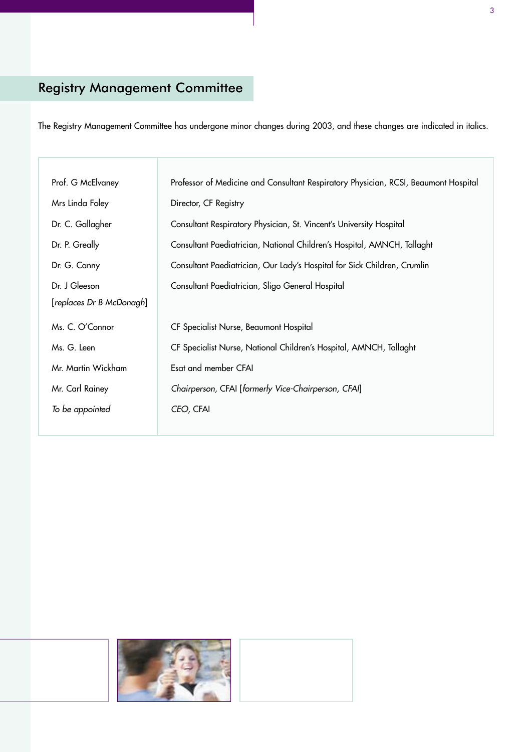## Registry Management Committee

The Registry Management Committee has undergone minor changes during 2003, and these changes are indicated in italics.

| | |
|---|---|
| Prof. G McElvaney | Professor of Medicine and Consultant Respiratory Physician, RCSI, Beaumont Hospital |
| Mrs Linda Foley | Director, CF Registry |
| Dr. C. Gallagher | Consultant Respiratory Physician, St. Vincent's University Hospital |
| Dr. P. Greally | Consultant Paediatrician, National Children's Hospital, AMNCH, Tallaght |
| Dr. G. Canny | Consultant Paediatrician, Our Lady's Hospital for Sick Children, Crumlin |
| Dr. J Gleeson [*replaces Dr B McDonagh*] | Consultant Paediatrician, Sligo General Hospital |
| Ms. C. O'Connor | CF Specialist Nurse, Beaumont Hospital |
| Ms. G. Leen | CF Specialist Nurse, National Children's Hospital, AMNCH, Tallaght |
| Mr. Martin Wickham | Esat and member CFAI |
| Mr. Carl Rainey | *Chairperson,* CFAI [*formerly Vice-Chairperson, CFAI*] |
| *To be appointed* | *CEO,* CFAI |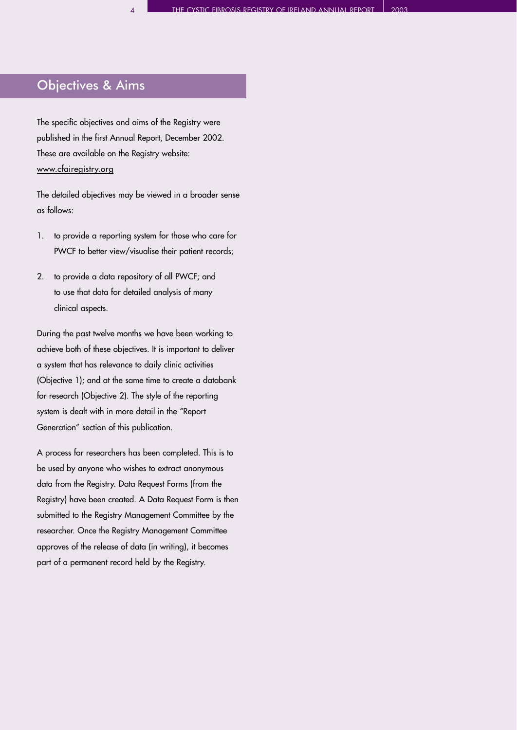## Objectives & Aims

The specific objectives and aims of the Registry were published in the first Annual Report, December 2002. These are available on the Registry website: www.cfairegistry.org

The detailed objectives may be viewed in a broader sense as follows:

1. to provide a reporting system for those who care for PWCF to better view/visualise their patient records;
2. to provide a data repository of all PWCF; and to use that data for detailed analysis of many clinical aspects.

During the past twelve months we have been working to achieve both of these objectives. It is important to deliver a system that has relevance to daily clinic activities (Objective 1); and at the same time to create a databank for research (Objective 2). The style of the reporting system is dealt with in more detail in the "Report Generation" section of this publication.

A process for researchers has been completed. This is to be used by anyone who wishes to extract anonymous data from the Registry. Data Request Forms (from the Registry) have been created. A Data Request Form is then submitted to the Registry Management Committee by the researcher. Once the Registry Management Committee approves of the release of data (in writing), it becomes part of a permanent record held by the Registry.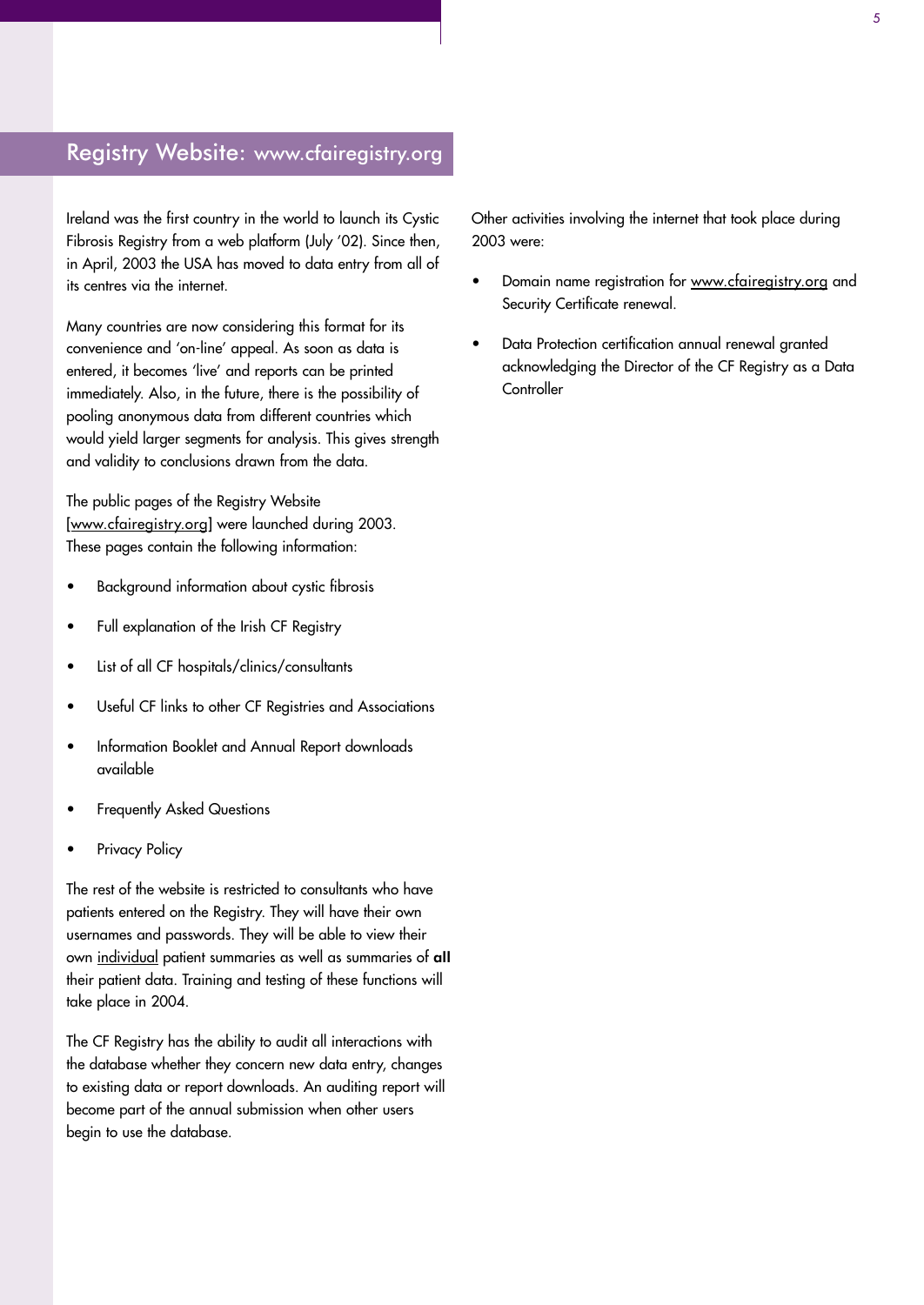## Registry Website: www.cfairegistry.org

Ireland was the first country in the world to launch its Cystic Fibrosis Registry from a web platform (July '02). Since then, in April, 2003 the USA has moved to data entry from all of its centres via the internet.

Many countries are now considering this format for its convenience and 'on-line' appeal. As soon as data is entered, it becomes 'live' and reports can be printed immediately. Also, in the future, there is the possibility of pooling anonymous data from different countries which would yield larger segments for analysis. This gives strength and validity to conclusions drawn from the data.

The public pages of the Registry Website [www.cfairegistry.org] were launched during 2003. These pages contain the following information:

- Background information about cystic fibrosis
- Full explanation of the Irish CF Registry
- List of all CF hospitals/clinics/consultants
- Useful CF links to other CF Registries and Associations
- Information Booklet and Annual Report downloads available
- Frequently Asked Questions
- Privacy Policy

The rest of the website is restricted to consultants who have patients entered on the Registry. They will have their own usernames and passwords. They will be able to view their own individual patient summaries as well as summaries of **all** their patient data. Training and testing of these functions will take place in 2004.

The CF Registry has the ability to audit all interactions with the database whether they concern new data entry, changes to existing data or report downloads. An auditing report will become part of the annual submission when other users begin to use the database.

Other activities involving the internet that took place during 2003 were:

- Domain name registration for www.cfairegistry.org and Security Certificate renewal.
- Data Protection certification annual renewal granted acknowledging the Director of the CF Registry as a Data Controller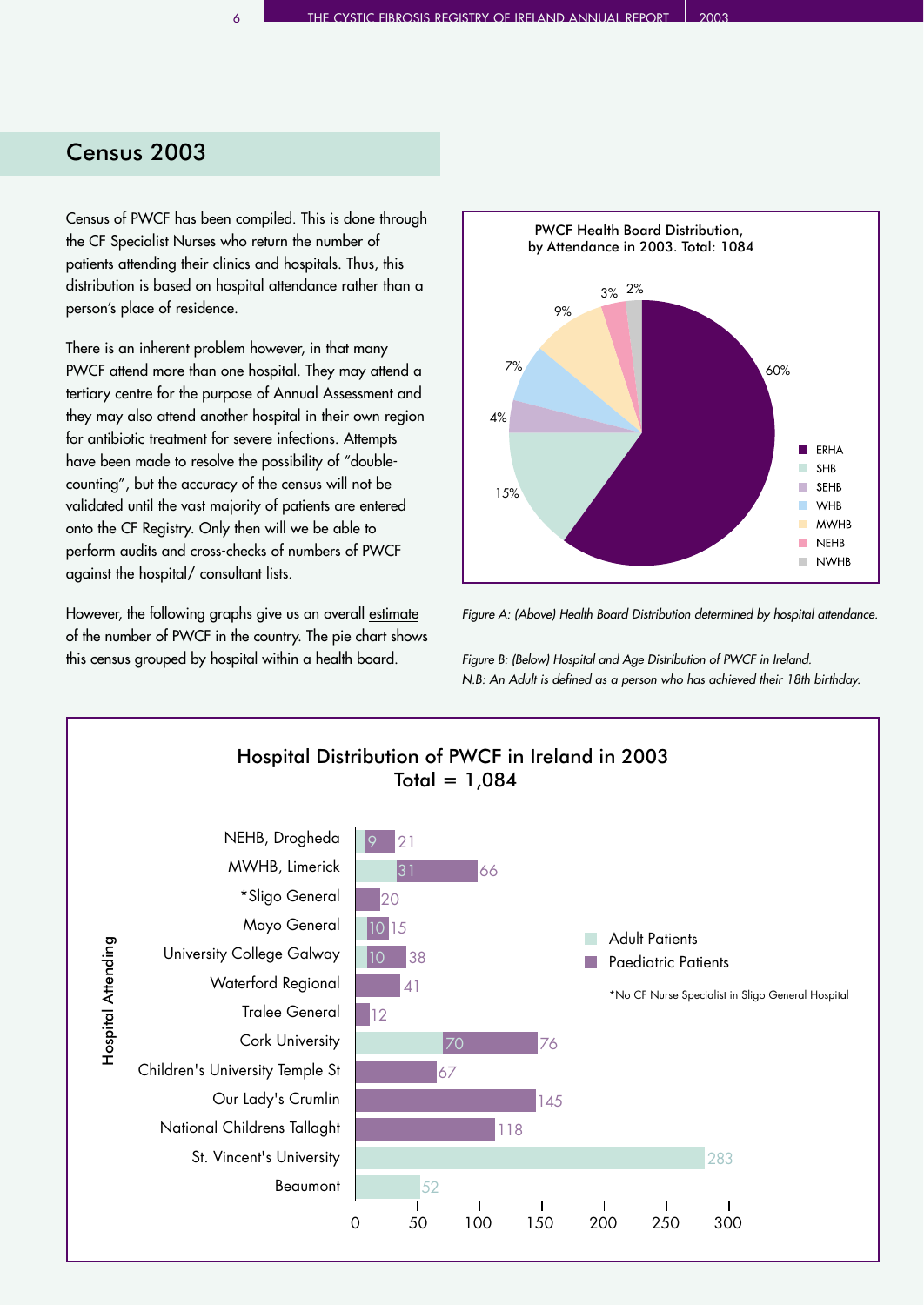## Census 2003

Census of PWCF has been compiled. This is done through the CF Specialist Nurses who return the number of patients attending their clinics and hospitals. Thus, this distribution is based on hospital attendance rather than a person's place of residence.

There is an inherent problem however, in that many PWCF attend more than one hospital. They may attend a tertiary centre for the purpose of Annual Assessment and they may also attend another hospital in their own region for antibiotic treatment for severe infections. Attempts have been made to resolve the possibility of "double-counting", but the accuracy of the census will not be validated until the vast majority of patients are entered onto the CF Registry. Only then will we be able to perform audits and cross-checks of numbers of PWCF against the hospital/ consultant lists.

However, the following graphs give us an overall estimate of the number of PWCF in the country. The pie chart shows this census grouped by hospital within a health board.

**PWCF Health Board Distribution, by Attendance in 2003. Total: 1084**

| Health Board | % |
|---|---|
| ERHA | 60% |
| SHB | 15% |
| SEHB | 4% |
| WHB | 7% |
| MWHB | 9% |
| NEHB | 3% |
| NWHB | 2% |

*Figure A: (Above) Health Board Distribution determined by hospital attendance.*

*Figure B: (Below) Hospital and Age Distribution of PWCF in Ireland.*
*N.B: An Adult is defined as a person who has achieved their 18th birthday.*

**Hospital Distribution of PWCF in Ireland in 2003**
**Total = 1,084**

| Hospital Attending | Adult Patients | Paediatric Patients |
|---|---|---|
| NEHB, Drogheda | 9 | 21 |
| MWHB, Limerick | 31 | 66 |
| *Sligo General | | 20 |
| Mayo General | 10 | 15 |
| University College Galway | 10 | 38 |
| Waterford Regional | | 41 |
| Tralee General | | 12 |
| Cork University | 70 | 76 |
| Children's University Temple St | | 67 |
| Our Lady's Crumlin | | 145 |
| National Childrens Tallaght | | 118 |
| St. Vincent's University | 283 | |
| Beaumont | 52 | |

*No CF Nurse Specialist in Sligo General Hospital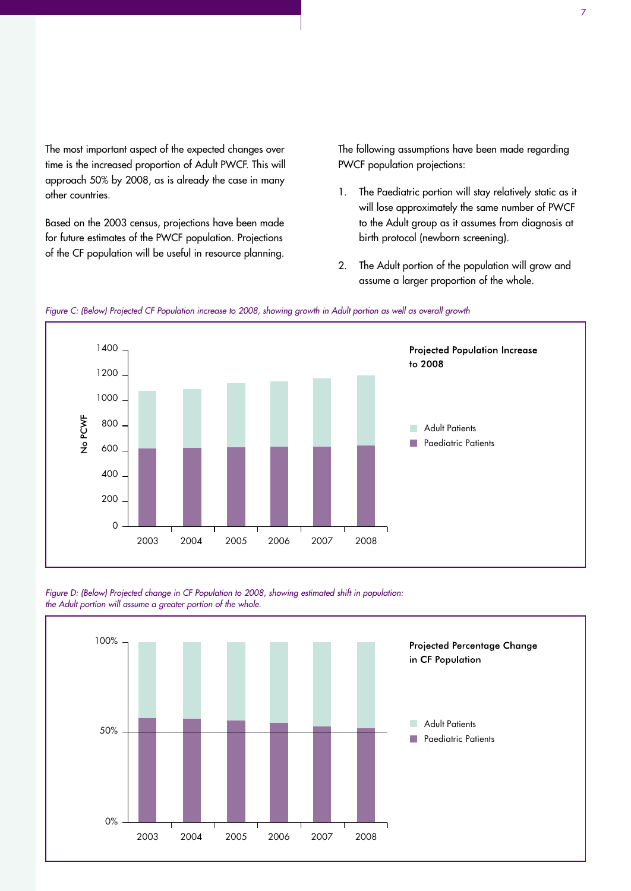The most important aspect of the expected changes over time is the increased proportion of Adult PWCF. This will approach 50% by 2008, as is already the case in many other countries.

Based on the 2003 census, projections have been made for future estimates of the PWCF population. Projections of the CF population will be useful in resource planning.

The following assumptions have been made regarding PWCF population projections:

1. The Paediatric portion will stay relatively static as it will lose approximately the same number of PWCF to the Adult group as it assumes from diagnosis at birth protocol (newborn screening).

2. The Adult portion of the population will grow and assume a larger proportion of the whole.

*Figure C: (Below) Projected CF Population increase to 2008, showing growth in Adult portion as well as overall growth*

**Projected Population Increase to 2008**

*Figure D: (Below) Projected change in CF Population to 2008, showing estimated shift in population: the Adult portion will assume a greater portion of the whole.*

**Projected Percentage Change in CF Population**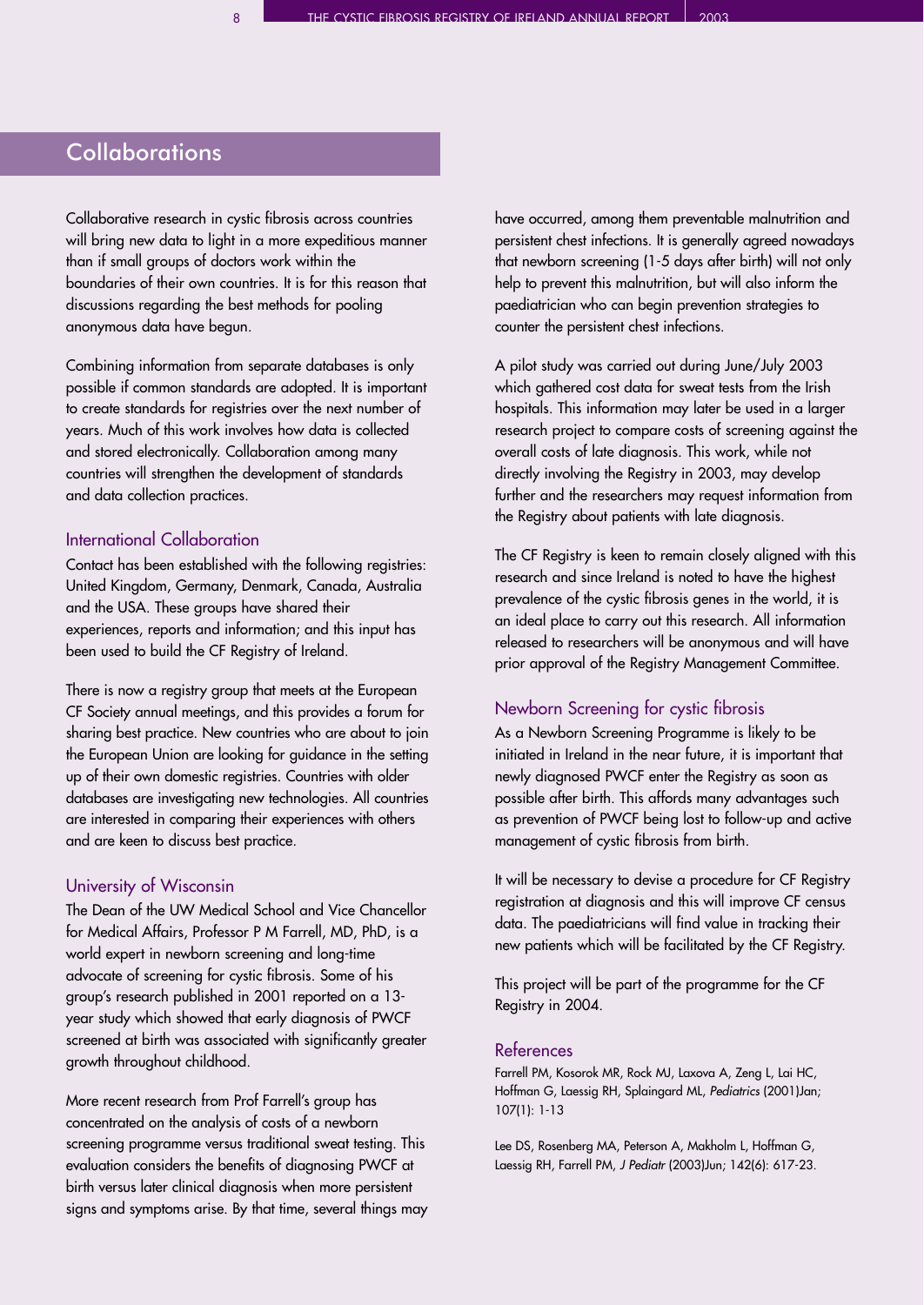# Collaborations

Collaborative research in cystic fibrosis across countries will bring new data to light in a more expeditious manner than if small groups of doctors work within the boundaries of their own countries. It is for this reason that discussions regarding the best methods for pooling anonymous data have begun.

Combining information from separate databases is only possible if common standards are adopted. It is important to create standards for registries over the next number of years. Much of this work involves how data is collected and stored electronically. Collaboration among many countries will strengthen the development of standards and data collection practices.

## International Collaboration

Contact has been established with the following registries: United Kingdom, Germany, Denmark, Canada, Australia and the USA. These groups have shared their experiences, reports and information; and this input has been used to build the CF Registry of Ireland.

There is now a registry group that meets at the European CF Society annual meetings, and this provides a forum for sharing best practice. New countries who are about to join the European Union are looking for guidance in the setting up of their own domestic registries. Countries with older databases are investigating new technologies. All countries are interested in comparing their experiences with others and are keen to discuss best practice.

## University of Wisconsin

The Dean of the UW Medical School and Vice Chancellor for Medical Affairs, Professor P M Farrell, MD, PhD, is a world expert in newborn screening and long-time advocate of screening for cystic fibrosis. Some of his group's research published in 2001 reported on a 13-year study which showed that early diagnosis of PWCF screened at birth was associated with significantly greater growth throughout childhood.

More recent research from Prof Farrell's group has concentrated on the analysis of costs of a newborn screening programme versus traditional sweat testing. This evaluation considers the benefits of diagnosing PWCF at birth versus later clinical diagnosis when more persistent signs and symptoms arise. By that time, several things may have occurred, among them preventable malnutrition and persistent chest infections. It is generally agreed nowadays that newborn screening (1-5 days after birth) will not only help to prevent this malnutrition, but will also inform the paediatrician who can begin prevention strategies to counter the persistent chest infections.

A pilot study was carried out during June/July 2003 which gathered cost data for sweat tests from the Irish hospitals. This information may later be used in a larger research project to compare costs of screening against the overall costs of late diagnosis. This work, while not directly involving the Registry in 2003, may develop further and the researchers may request information from the Registry about patients with late diagnosis.

The CF Registry is keen to remain closely aligned with this research and since Ireland is noted to have the highest prevalence of the cystic fibrosis genes in the world, it is an ideal place to carry out this research. All information released to researchers will be anonymous and will have prior approval of the Registry Management Committee.

## Newborn Screening for cystic fibrosis

As a Newborn Screening Programme is likely to be initiated in Ireland in the near future, it is important that newly diagnosed PWCF enter the Registry as soon as possible after birth. This affords many advantages such as prevention of PWCF being lost to follow-up and active management of cystic fibrosis from birth.

It will be necessary to devise a procedure for CF Registry registration at diagnosis and this will improve CF census data. The paediatricians will find value in tracking their new patients which will be facilitated by the CF Registry.

This project will be part of the programme for the CF Registry in 2004.

## References

Farrell PM, Kosorok MR, Rock MJ, Laxova A, Zeng L, Lai HC, Hoffman G, Laessig RH, Splaingard ML, *Pediatrics* (2001)Jan; 107(1): 1-13

Lee DS, Rosenberg MA, Peterson A, Makholm L, Hoffman G, Laessig RH, Farrell PM, *J Pediatr* (2003)Jun; 142(6): 617-23.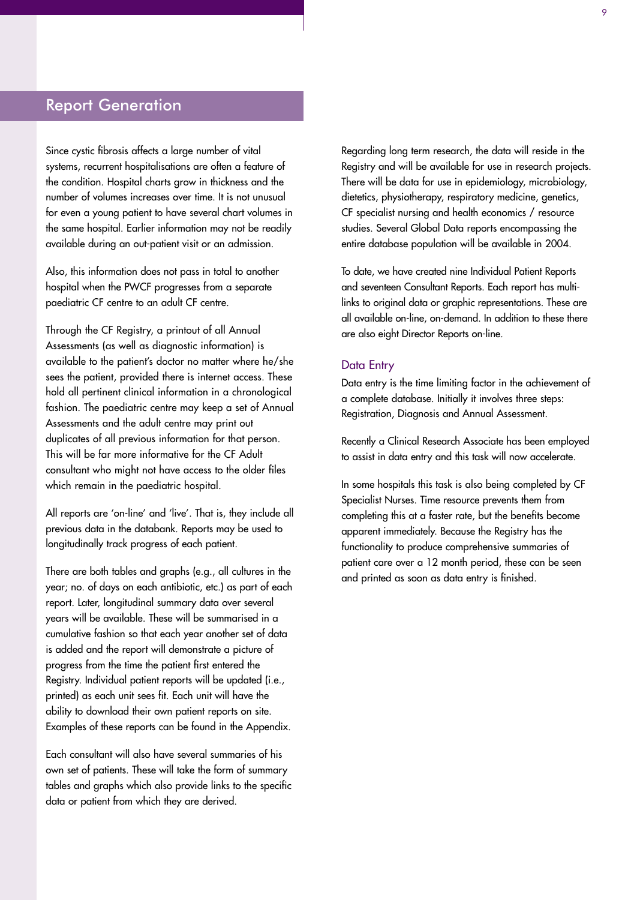## Report Generation

Since cystic fibrosis affects a large number of vital systems, recurrent hospitalisations are often a feature of the condition. Hospital charts grow in thickness and the number of volumes increases over time. It is not unusual for even a young patient to have several chart volumes in the same hospital. Earlier information may not be readily available during an out-patient visit or an admission.

Also, this information does not pass in total to another hospital when the PWCF progresses from a separate paediatric CF centre to an adult CF centre.

Through the CF Registry, a printout of all Annual Assessments (as well as diagnostic information) is available to the patient's doctor no matter where he/she sees the patient, provided there is internet access. These hold all pertinent clinical information in a chronological fashion. The paediatric centre may keep a set of Annual Assessments and the adult centre may print out duplicates of all previous information for that person. This will be far more informative for the CF Adult consultant who might not have access to the older files which remain in the paediatric hospital.

All reports are 'on-line' and 'live'. That is, they include all previous data in the databank. Reports may be used to longitudinally track progress of each patient.

There are both tables and graphs (e.g., all cultures in the year; no. of days on each antibiotic, etc.) as part of each report. Later, longitudinal summary data over several years will be available. These will be summarised in a cumulative fashion so that each year another set of data is added and the report will demonstrate a picture of progress from the time the patient first entered the Registry. Individual patient reports will be updated (i.e., printed) as each unit sees fit. Each unit will have the ability to download their own patient reports on site. Examples of these reports can be found in the Appendix.

Each consultant will also have several summaries of his own set of patients. These will take the form of summary tables and graphs which also provide links to the specific data or patient from which they are derived.

Regarding long term research, the data will reside in the Registry and will be available for use in research projects. There will be data for use in epidemiology, microbiology, dietetics, physiotherapy, respiratory medicine, genetics, CF specialist nursing and health economics / resource studies. Several Global Data reports encompassing the entire database population will be available in 2004.

To date, we have created nine Individual Patient Reports and seventeen Consultant Reports. Each report has multi-links to original data or graphic representations. These are all available on-line, on-demand. In addition to these there are also eight Director Reports on-line.

### Data Entry

Data entry is the time limiting factor in the achievement of a complete database. Initially it involves three steps: Registration, Diagnosis and Annual Assessment.

Recently a Clinical Research Associate has been employed to assist in data entry and this task will now accelerate.

In some hospitals this task is also being completed by CF Specialist Nurses. Time resource prevents them from completing this at a faster rate, but the benefits become apparent immediately. Because the Registry has the functionality to produce comprehensive summaries of patient care over a 12 month period, these can be seen and printed as soon as data entry is finished.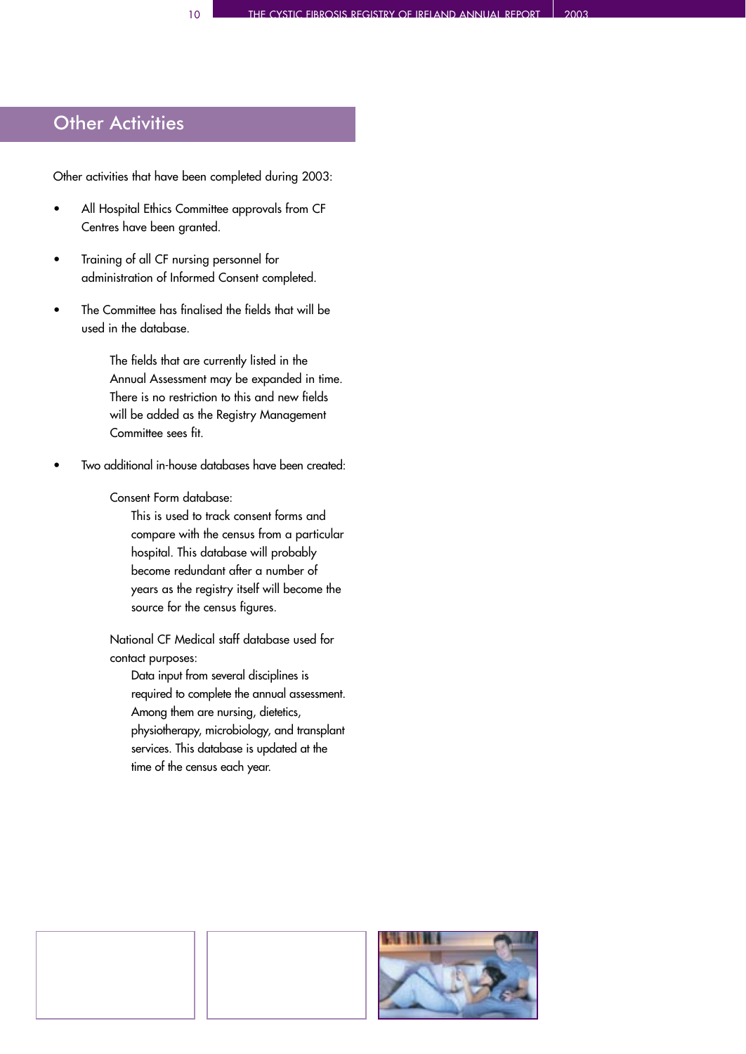# Other Activities

Other activities that have been completed during 2003:

- All Hospital Ethics Committee approvals from CF Centres have been granted.

- Training of all CF nursing personnel for administration of Informed Consent completed.

- The Committee has finalised the fields that will be used in the database.

  The fields that are currently listed in the Annual Assessment may be expanded in time. There is no restriction to this and new fields will be added as the Registry Management Committee sees fit.

- Two additional in-house databases have been created:

  Consent Form database:
  This is used to track consent forms and compare with the census from a particular hospital. This database will probably become redundant after a number of years as the registry itself will become the source for the census figures.

  National CF Medical staff database used for contact purposes:
  Data input from several disciplines is required to complete the annual assessment. Among them are nursing, dietetics, physiotherapy, microbiology, and transplant services. This database is updated at the time of the census each year.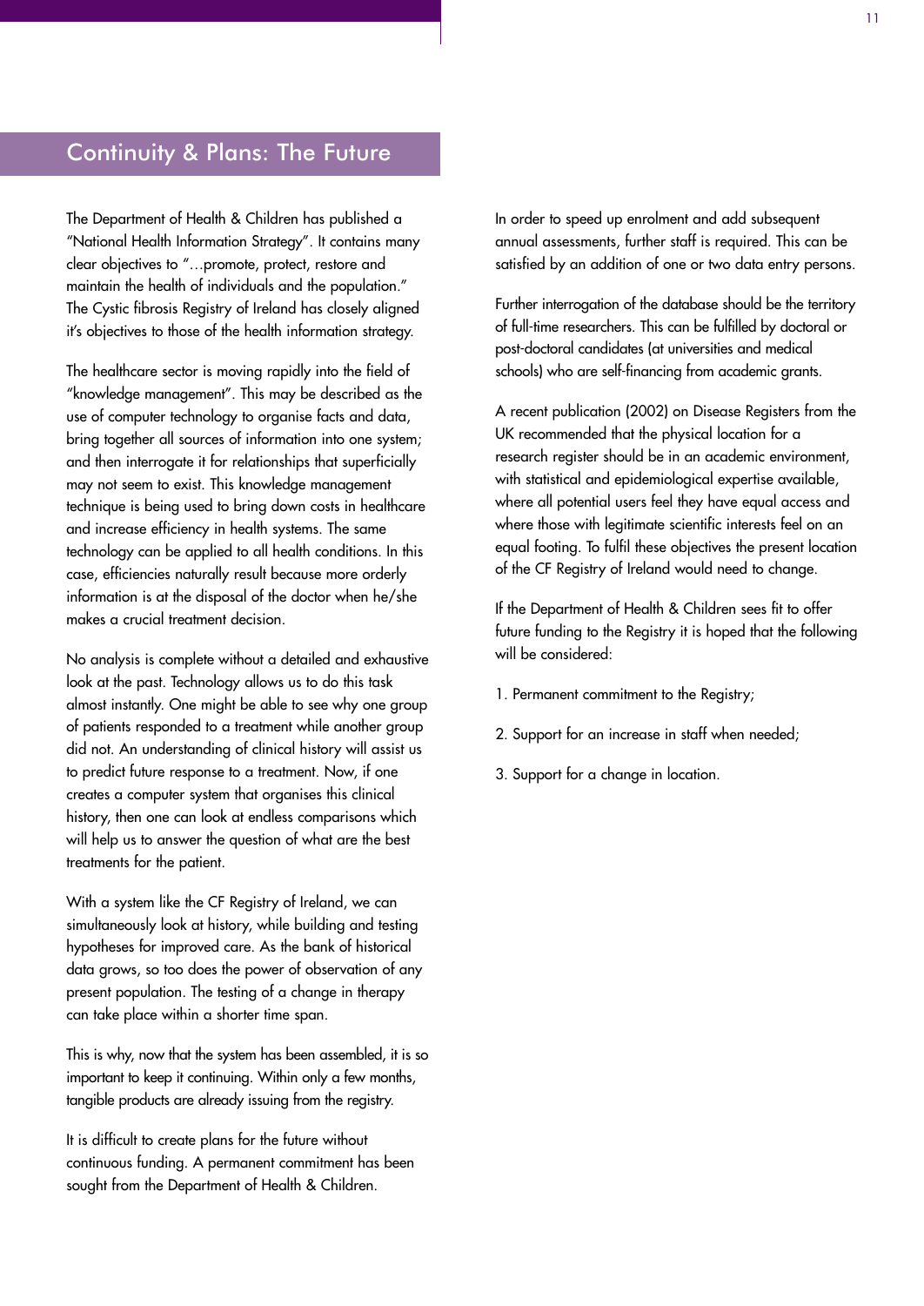## Continuity & Plans: The Future

The Department of Health & Children has published a "National Health Information Strategy". It contains many clear objectives to "…promote, protect, restore and maintain the health of individuals and the population." The Cystic fibrosis Registry of Ireland has closely aligned it's objectives to those of the health information strategy.

The healthcare sector is moving rapidly into the field of "knowledge management". This may be described as the use of computer technology to organise facts and data, bring together all sources of information into one system; and then interrogate it for relationships that superficially may not seem to exist. This knowledge management technique is being used to bring down costs in healthcare and increase efficiency in health systems. The same technology can be applied to all health conditions. In this case, efficiencies naturally result because more orderly information is at the disposal of the doctor when he/she makes a crucial treatment decision.

No analysis is complete without a detailed and exhaustive look at the past. Technology allows us to do this task almost instantly. One might be able to see why one group of patients responded to a treatment while another group did not. An understanding of clinical history will assist us to predict future response to a treatment. Now, if one creates a computer system that organises this clinical history, then one can look at endless comparisons which will help us to answer the question of what are the best treatments for the patient.

With a system like the CF Registry of Ireland, we can simultaneously look at history, while building and testing hypotheses for improved care. As the bank of historical data grows, so too does the power of observation of any present population. The testing of a change in therapy can take place within a shorter time span.

This is why, now that the system has been assembled, it is so important to keep it continuing. Within only a few months, tangible products are already issuing from the registry.

It is difficult to create plans for the future without continuous funding. A permanent commitment has been sought from the Department of Health & Children.

In order to speed up enrolment and add subsequent annual assessments, further staff is required. This can be satisfied by an addition of one or two data entry persons.

Further interrogation of the database should be the territory of full-time researchers. This can be fulfilled by doctoral or post-doctoral candidates (at universities and medical schools) who are self-financing from academic grants.

A recent publication (2002) on Disease Registers from the UK recommended that the physical location for a research register should be in an academic environment, with statistical and epidemiological expertise available, where all potential users feel they have equal access and where those with legitimate scientific interests feel on an equal footing. To fulfil these objectives the present location of the CF Registry of Ireland would need to change.

If the Department of Health & Children sees fit to offer future funding to the Registry it is hoped that the following will be considered:

1. Permanent commitment to the Registry;
2. Support for an increase in staff when needed;
3. Support for a change in location.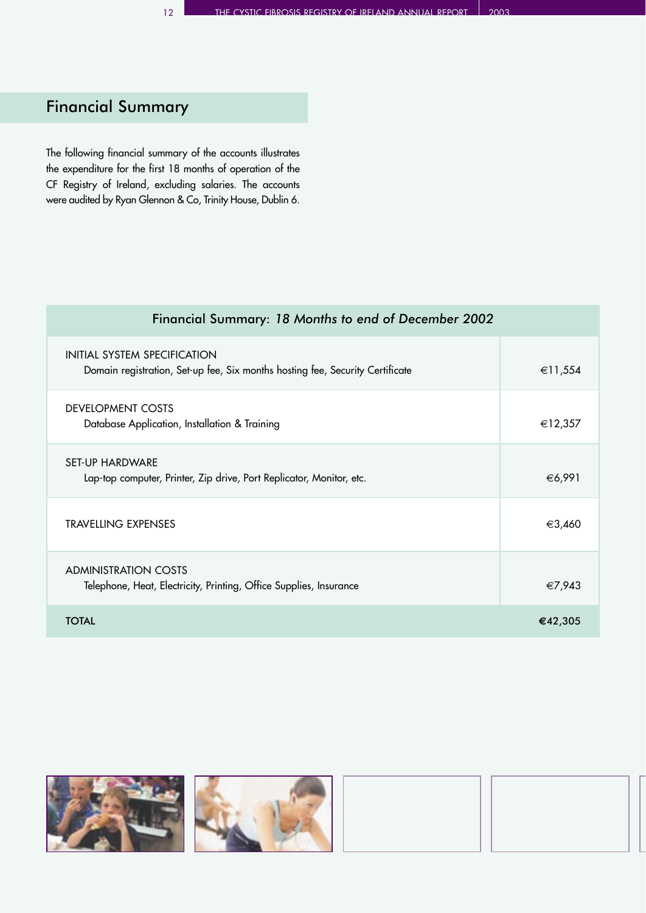## Financial Summary

The following financial summary of the accounts illustrates the expenditure for the first 18 months of operation of the CF Registry of Ireland, excluding salaries. The accounts were audited by Ryan Glennon & Co, Trinity House, Dublin 6.

| Financial Summary: *18 Months to end of December 2002* | |
|---|---|
| INITIAL SYSTEM SPECIFICATION<br>Domain registration, Set-up fee, Six months hosting fee, Security Certificate | €11,554 |
| DEVELOPMENT COSTS<br>Database Application, Installation & Training | €12,357 |
| SET-UP HARDWARE<br>Lap-top computer, Printer, Zip drive, Port Replicator, Monitor, etc. | €6,991 |
| TRAVELLING EXPENSES | €3,460 |
| ADMINISTRATION COSTS<br>Telephone, Heat, Electricity, Printing, Office Supplies, Insurance | €7,943 |
| **TOTAL** | **€42,305** |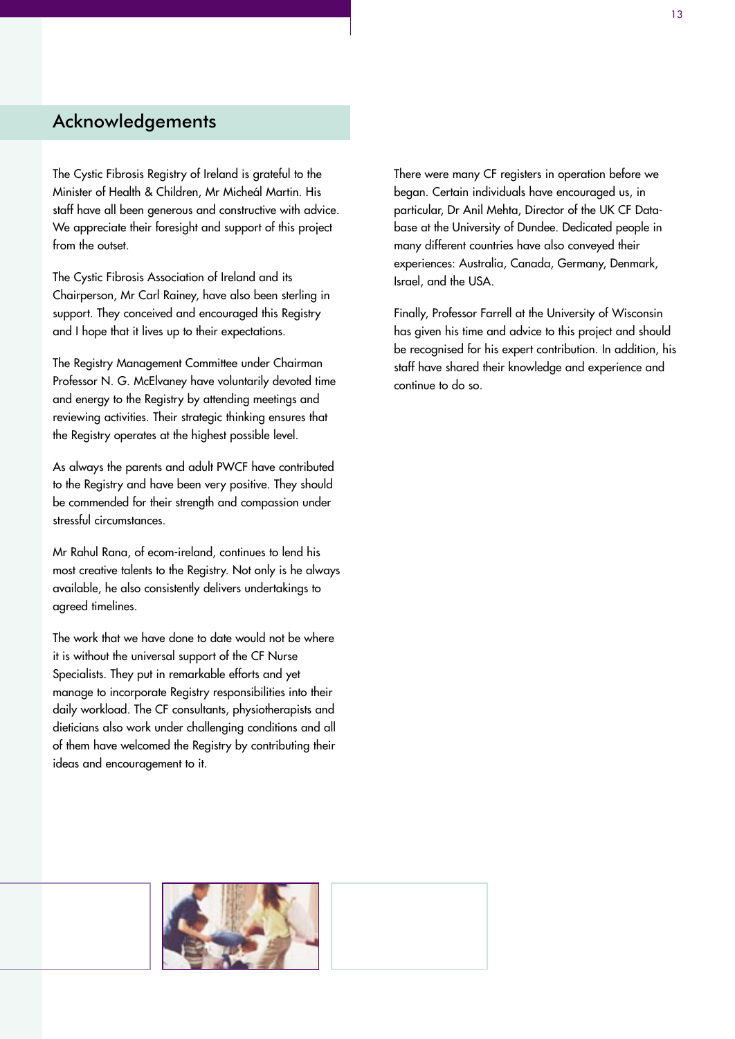## Acknowledgements

The Cystic Fibrosis Registry of Ireland is grateful to the Minister of Health & Children, Mr Micheál Martin. His staff have all been generous and constructive with advice. We appreciate their foresight and support of this project from the outset.

The Cystic Fibrosis Association of Ireland and its Chairperson, Mr Carl Rainey, have also been sterling in support. They conceived and encouraged this Registry and I hope that it lives up to their expectations.

The Registry Management Committee under Chairman Professor N. G. McElvaney have voluntarily devoted time and energy to the Registry by attending meetings and reviewing activities. Their strategic thinking ensures that the Registry operates at the highest possible level.

As always the parents and adult PWCF have contributed to the Registry and have been very positive. They should be commended for their strength and compassion under stressful circumstances.

Mr Rahul Rana, of ecom-ireland, continues to lend his most creative talents to the Registry. Not only is he always available, he also consistently delivers undertakings to agreed timelines.

The work that we have done to date would not be where it is without the universal support of the CF Nurse Specialists. They put in remarkable efforts and yet manage to incorporate Registry responsibilities into their daily workload. The CF consultants, physiotherapists and dieticians also work under challenging conditions and all of them have welcomed the Registry by contributing their ideas and encouragement to it.

There were many CF registers in operation before we began. Certain individuals have encouraged us, in particular, Dr Anil Mehta, Director of the UK CF Database at the University of Dundee. Dedicated people in many different countries have also conveyed their experiences: Australia, Canada, Germany, Denmark, Israel, and the USA.

Finally, Professor Farrell at the University of Wisconsin has given his time and advice to this project and should be recognised for his expert contribution. In addition, his staff have shared their knowledge and experience and continue to do so.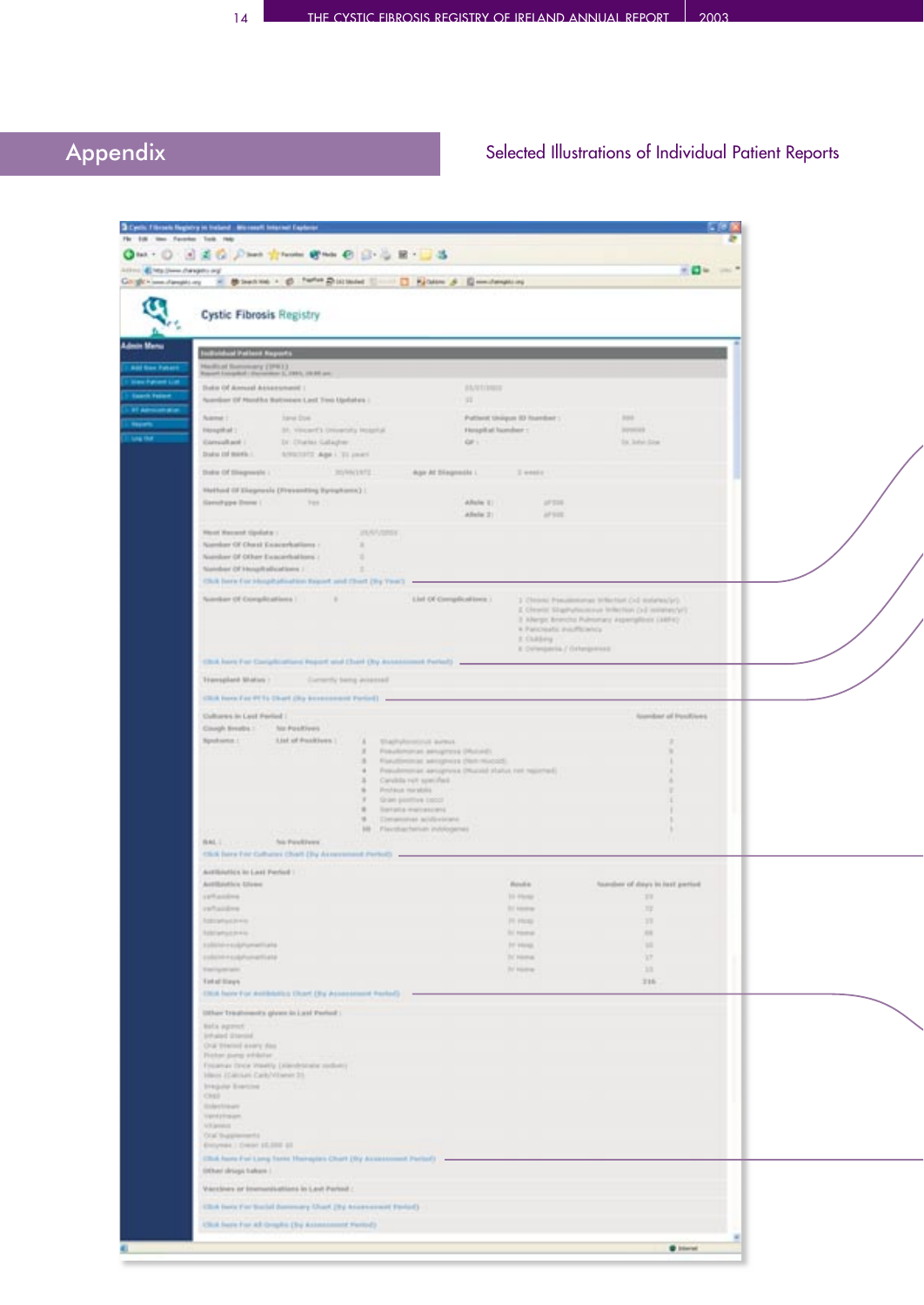# Appendix

## Selected Illustrations of Individual Patient Reports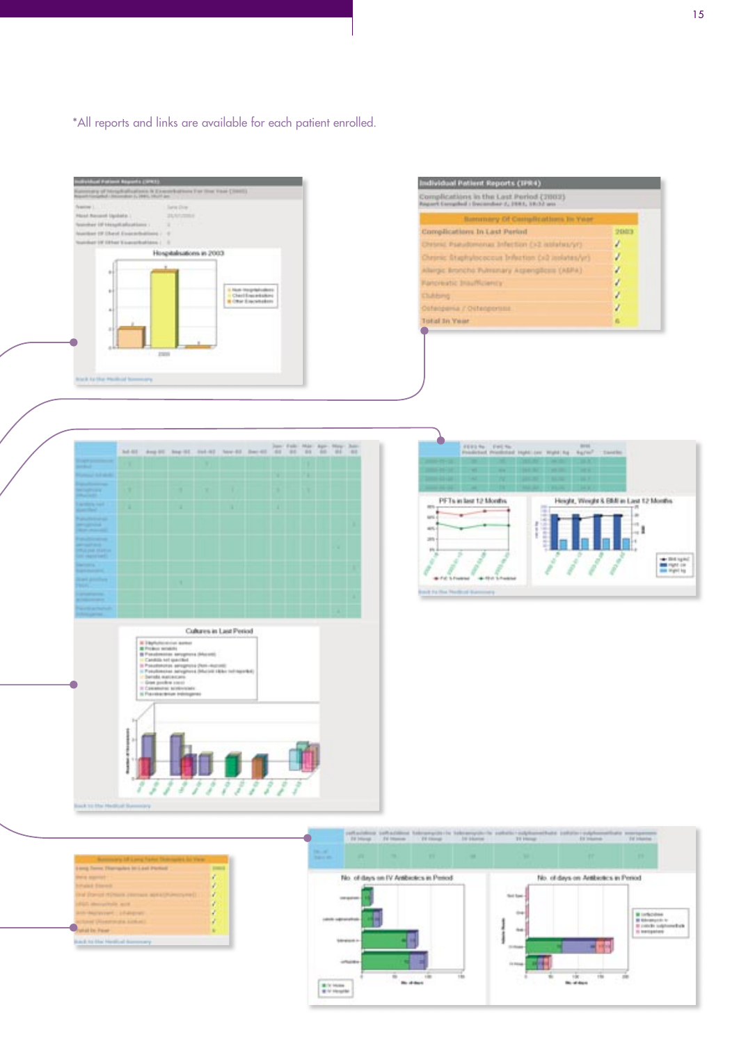*All reports and links are available for each patient enrolled.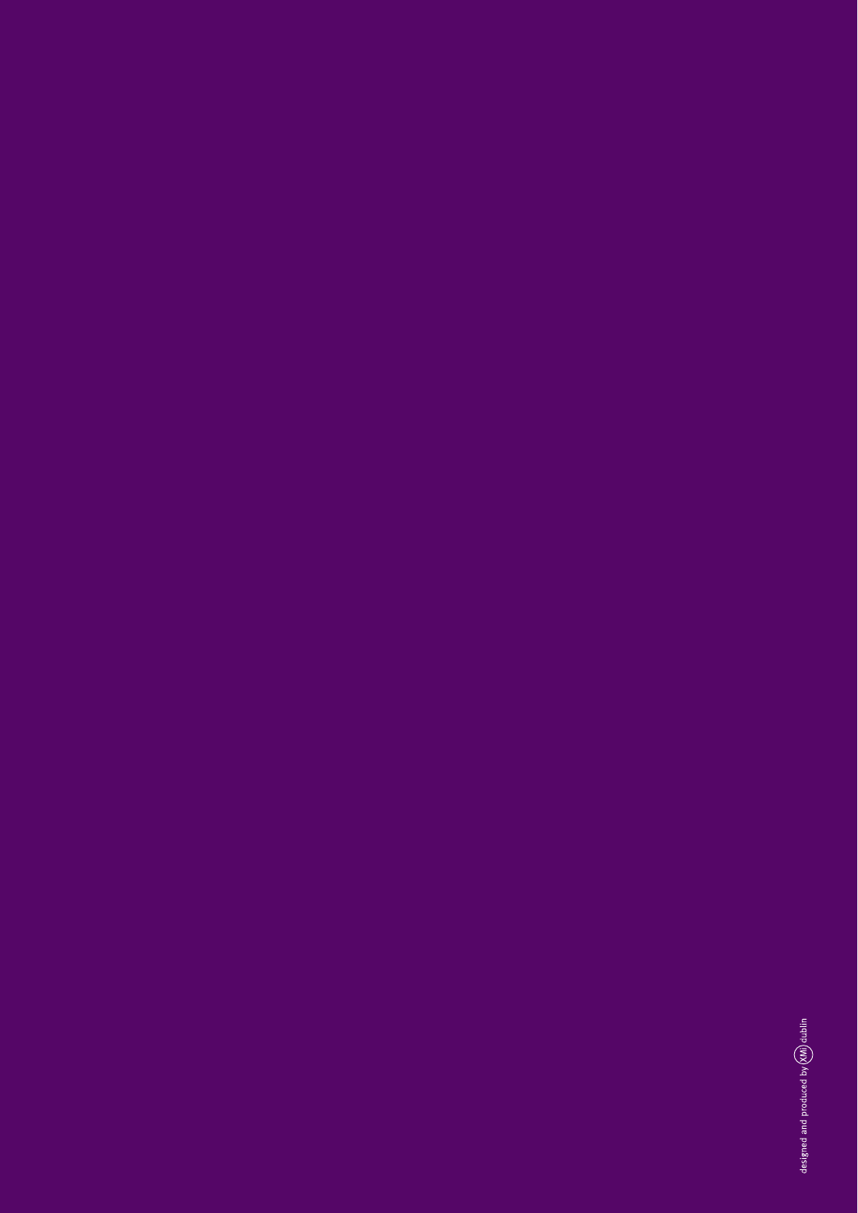designed and produced by (XM) dublin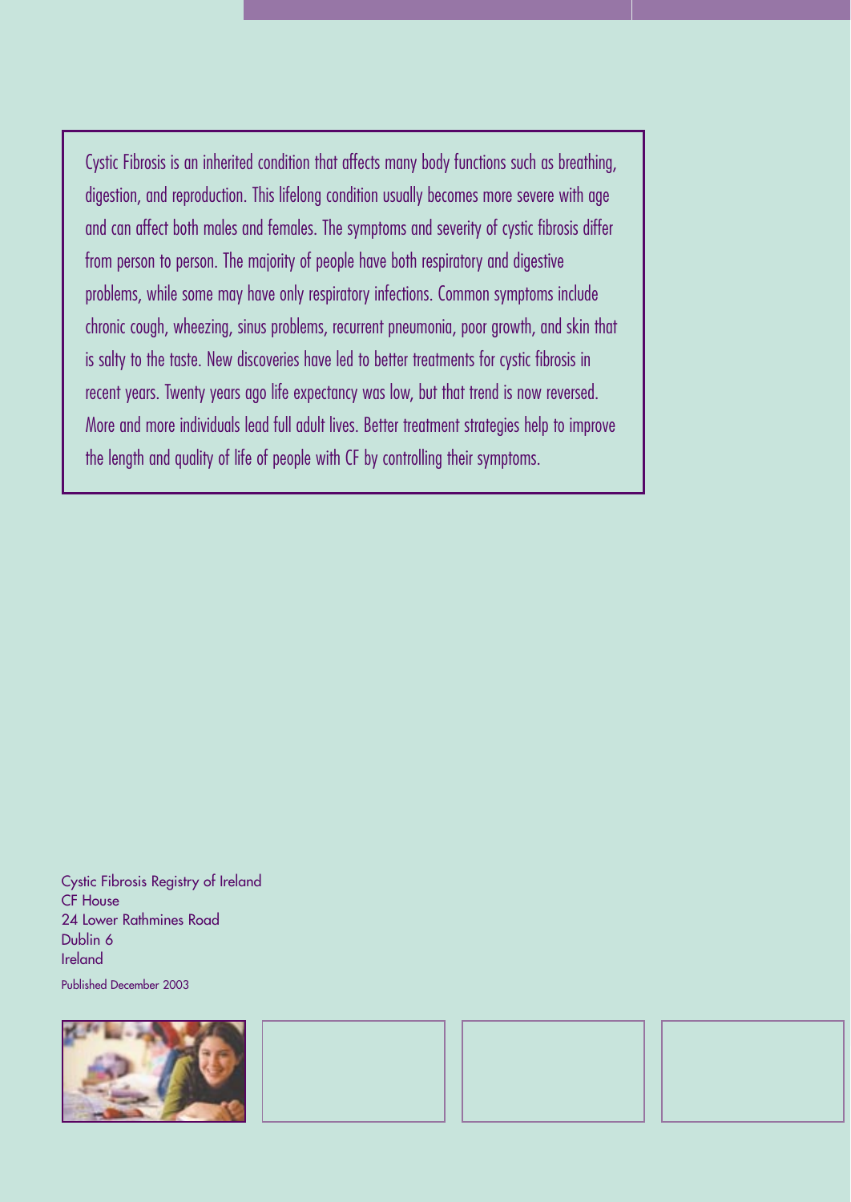Cystic Fibrosis is an inherited condition that affects many body functions such as breathing, digestion, and reproduction. This lifelong condition usually becomes more severe with age and can affect both males and females. The symptoms and severity of cystic fibrosis differ from person to person. The majority of people have both respiratory and digestive problems, while some may have only respiratory infections. Common symptoms include chronic cough, wheezing, sinus problems, recurrent pneumonia, poor growth, and skin that is salty to the taste. New discoveries have led to better treatments for cystic fibrosis in recent years. Twenty years ago life expectancy was low, but that trend is now reversed. More and more individuals lead full adult lives. Better treatment strategies help to improve the length and quality of life of people with CF by controlling their symptoms.

Cystic Fibrosis Registry of Ireland  
CF House  
24 Lower Rathmines Road  
Dublin 6  
Ireland

Published December 2003